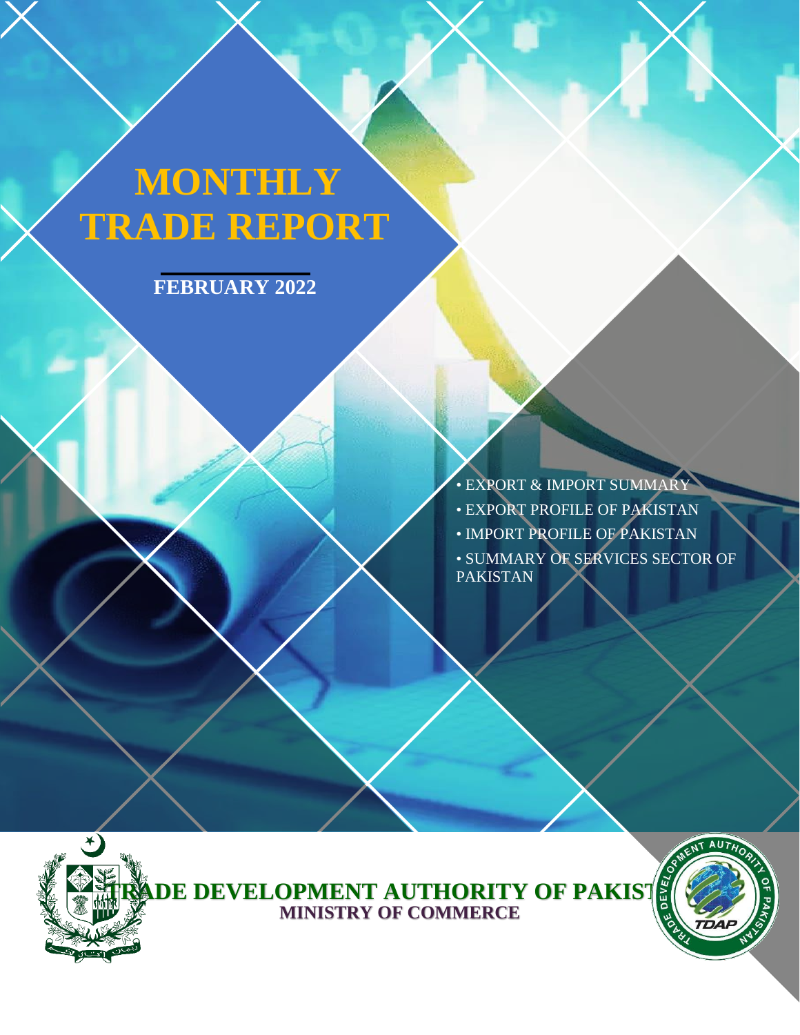# MONTHLY TRADE REPORT

**FEBRUARY 2022**

- EXPORT & IMPORT SUMMARY
- EXPORT PROFILE OF PAKISTAN
- IMPORT PROFILE OF PAKISTAN
- SUMMARY OF SERVICES SECTOR OF PAKISTAN

**TRADE DEVELOPMENT AUTHORITY OF PAKISTAN**

**MINISTRY OF COMMERCE**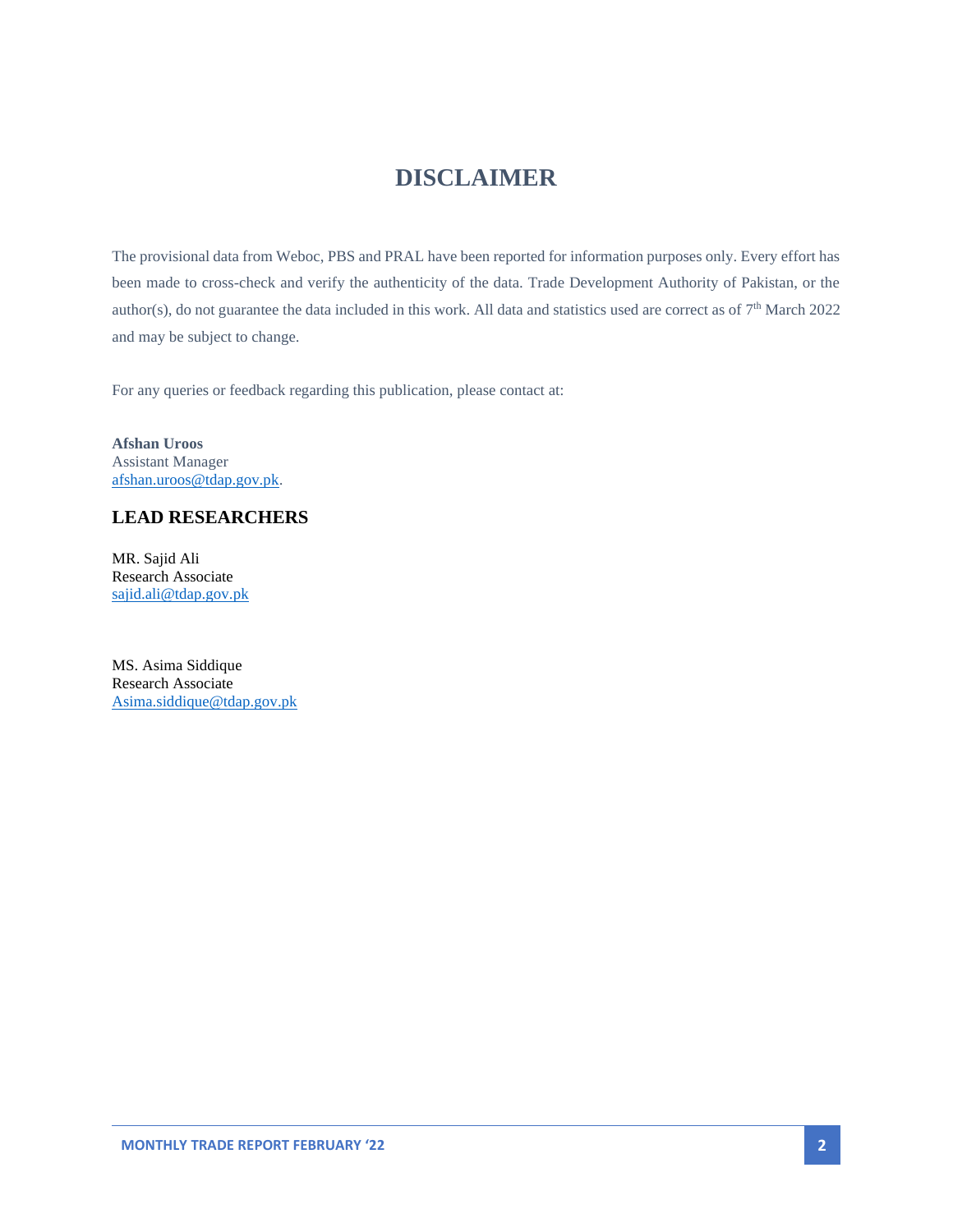# DISCLAIMER

The provisional data from Weboc, PBS and PRAL have been reported for information purposes only. Every effort has been made to cross-check and verify the authenticity of the data. Trade Development Authority of Pakistan, or the author(s), do not guarantee the data included in this work. All data and statistics used are correct as of 7th March 2022 and may be subject to change.

For any queries or feedback regarding this publication, please contact at:

**Afshan Uroos**
Assistant Manager
afshan.uroos@tdap.gov.pk.

## LEAD RESEARCHERS

MR. Sajid Ali
Research Associate
sajid.ali@tdap.gov.pk

MS. Asima Siddique
Research Associate
Asima.siddique@tdap.gov.pk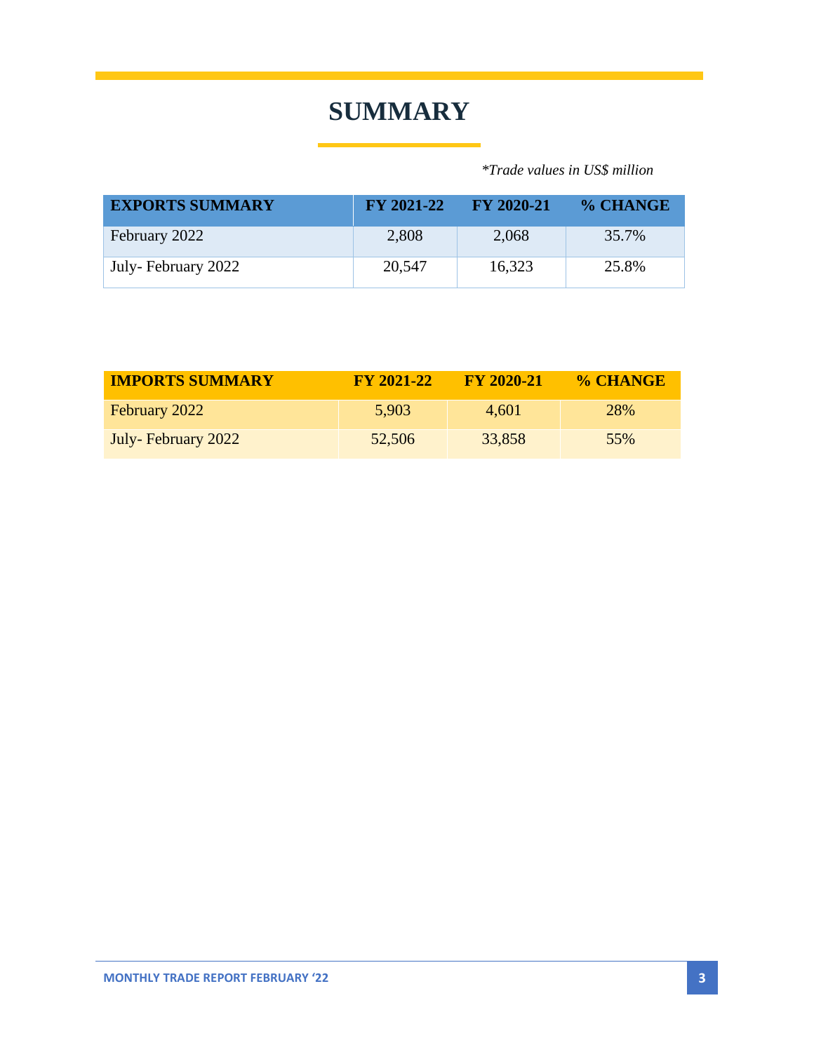# SUMMARY

*\*Trade values in US$ million*

| EXPORTS SUMMARY | FY 2021-22 | FY 2020-21 | % CHANGE |
|---|---|---|---|
| February 2022 | 2,808 | 2,068 | 35.7% |
| July- February 2022 | 20,547 | 16,323 | 25.8% |

| IMPORTS SUMMARY | FY 2021-22 | FY 2020-21 | % CHANGE |
|---|---|---|---|
| February 2022 | 5,903 | 4,601 | 28% |
| July- February 2022 | 52,506 | 33,858 | 55% |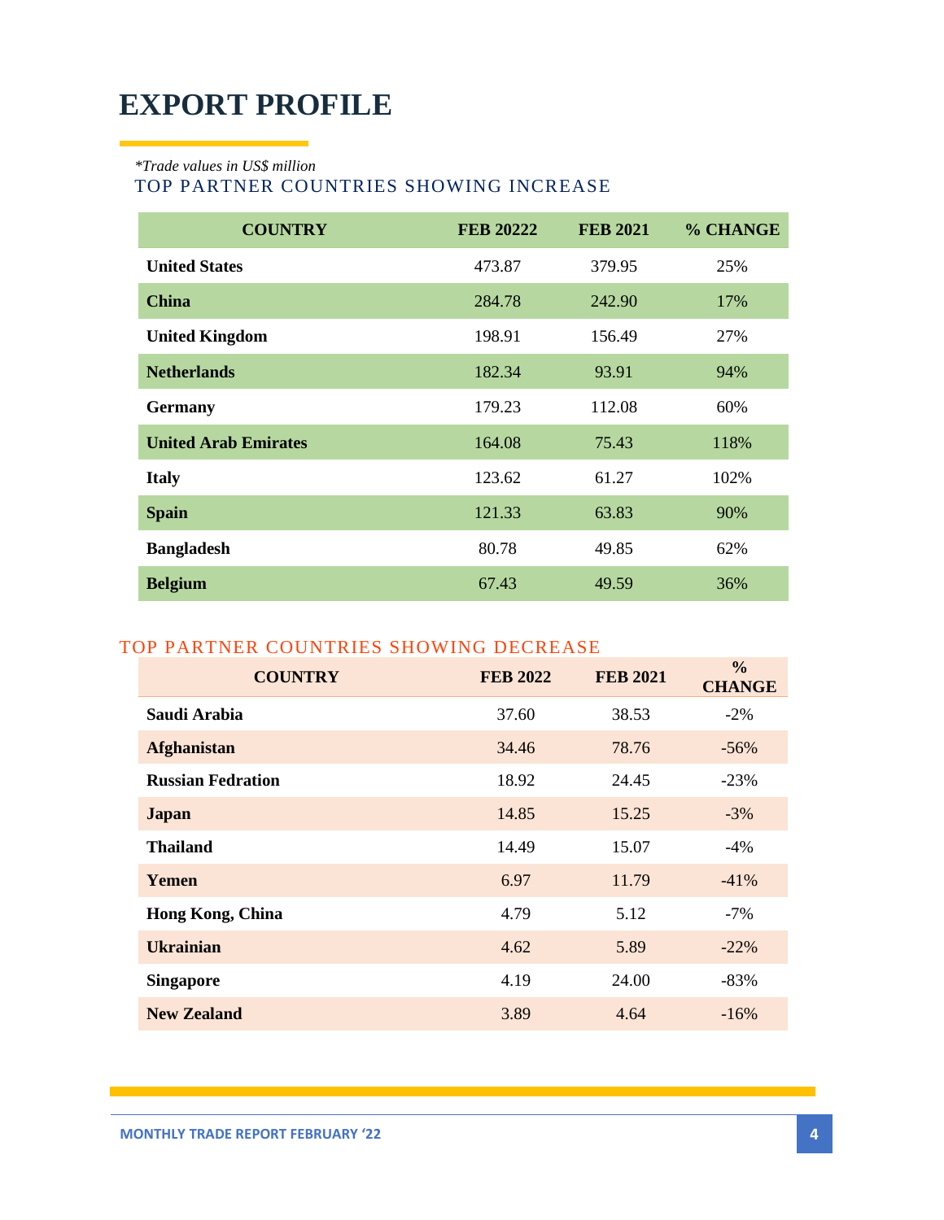# EXPORT PROFILE

*\*Trade values in US$ million*

## TOP PARTNER COUNTRIES SHOWING INCREASE

| COUNTRY | FEB 20222 | FEB 2021 | % CHANGE |
|---|---|---|---|
| **United States** | 473.87 | 379.95 | 25% |
| **China** | 284.78 | 242.90 | 17% |
| **United Kingdom** | 198.91 | 156.49 | 27% |
| **Netherlands** | 182.34 | 93.91 | 94% |
| **Germany** | 179.23 | 112.08 | 60% |
| **United Arab Emirates** | 164.08 | 75.43 | 118% |
| **Italy** | 123.62 | 61.27 | 102% |
| **Spain** | 121.33 | 63.83 | 90% |
| **Bangladesh** | 80.78 | 49.85 | 62% |
| **Belgium** | 67.43 | 49.59 | 36% |

## TOP PARTNER COUNTRIES SHOWING DECREASE

| COUNTRY | FEB 2022 | FEB 2021 | % CHANGE |
|---|---|---|---|
| **Saudi Arabia** | 37.60 | 38.53 | -2% |
| **Afghanistan** | 34.46 | 78.76 | -56% |
| **Russian Fedration** | 18.92 | 24.45 | -23% |
| **Japan** | 14.85 | 15.25 | -3% |
| **Thailand** | 14.49 | 15.07 | -4% |
| **Yemen** | 6.97 | 11.79 | -41% |
| **Hong Kong, China** | 4.79 | 5.12 | -7% |
| **Ukrainian** | 4.62 | 5.89 | -22% |
| **Singapore** | 4.19 | 24.00 | -83% |
| **New Zealand** | 3.89 | 4.64 | -16% |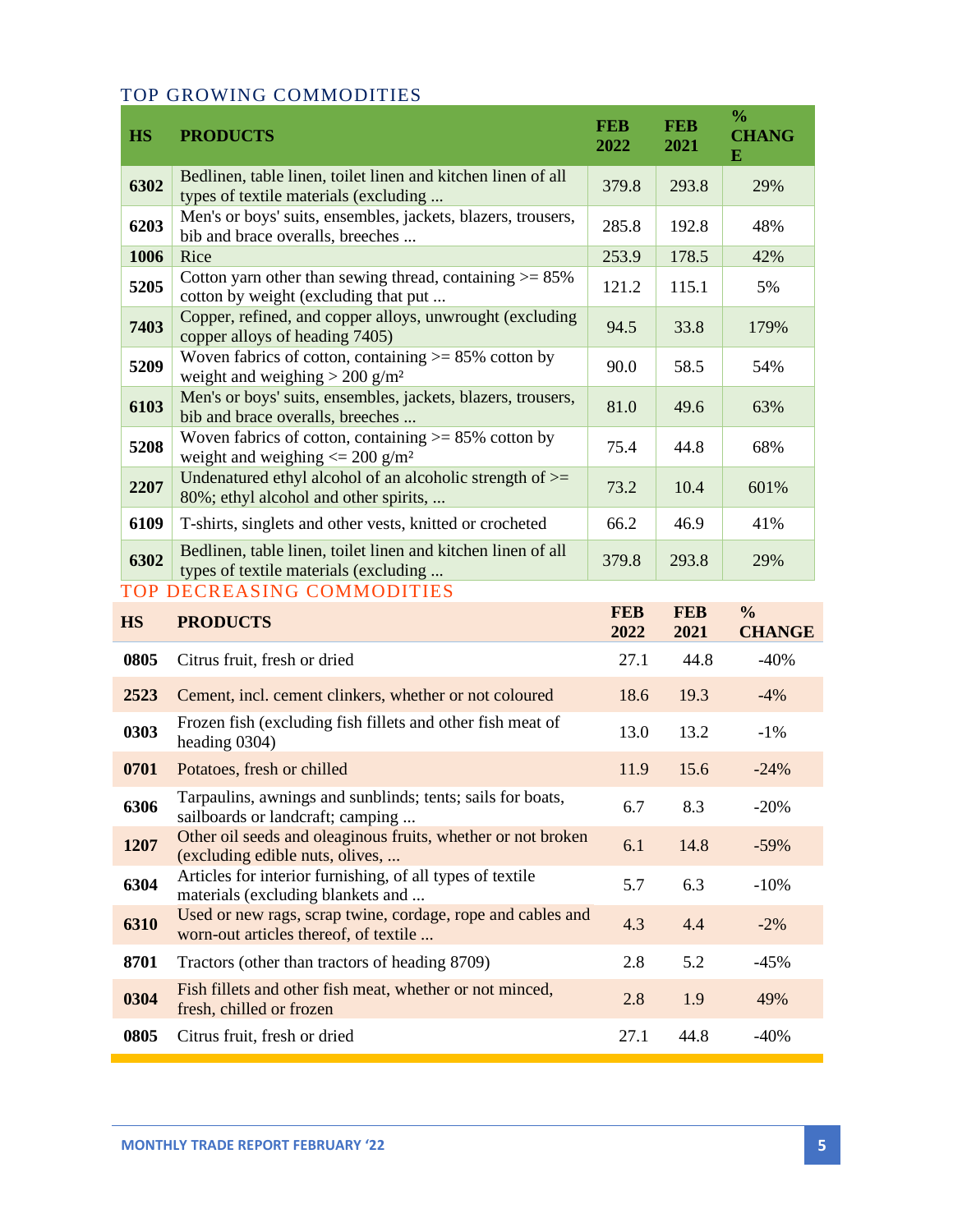## TOP GROWING COMMODITIES

| HS | PRODUCTS | FEB 2022 | FEB 2021 | % CHANGE |
|---|---|---|---|---|
| 6302 | Bedlinen, table linen, toilet linen and kitchen linen of all types of textile materials (excluding ... | 379.8 | 293.8 | 29% |
| 6203 | Men's or boys' suits, ensembles, jackets, blazers, trousers, bib and brace overalls, breeches ... | 285.8 | 192.8 | 48% |
| 1006 | Rice | 253.9 | 178.5 | 42% |
| 5205 | Cotton yarn other than sewing thread, containing >= 85% cotton by weight (excluding that put ... | 121.2 | 115.1 | 5% |
| 7403 | Copper, refined, and copper alloys, unwrought (excluding copper alloys of heading 7405) | 94.5 | 33.8 | 179% |
| 5209 | Woven fabrics of cotton, containing >= 85% cotton by weight and weighing > 200 g/m² | 90.0 | 58.5 | 54% |
| 6103 | Men's or boys' suits, ensembles, jackets, blazers, trousers, bib and brace overalls, breeches ... | 81.0 | 49.6 | 63% |
| 5208 | Woven fabrics of cotton, containing >= 85% cotton by weight and weighing <= 200 g/m² | 75.4 | 44.8 | 68% |
| 2207 | Undenatured ethyl alcohol of an alcoholic strength of >= 80%; ethyl alcohol and other spirits, ... | 73.2 | 10.4 | 601% |
| 6109 | T-shirts, singlets and other vests, knitted or crocheted | 66.2 | 46.9 | 41% |
| 6302 | Bedlinen, table linen, toilet linen and kitchen linen of all types of textile materials (excluding ... | 379.8 | 293.8 | 29% |

## TOP DECREASING COMMODITIES

| HS | PRODUCTS | FEB 2022 | FEB 2021 | % CHANGE |
|---|---|---|---|---|
| 0805 | Citrus fruit, fresh or dried | 27.1 | 44.8 | -40% |
| 2523 | Cement, incl. cement clinkers, whether or not coloured | 18.6 | 19.3 | -4% |
| 0303 | Frozen fish (excluding fish fillets and other fish meat of heading 0304) | 13.0 | 13.2 | -1% |
| 0701 | Potatoes, fresh or chilled | 11.9 | 15.6 | -24% |
| 6306 | Tarpaulins, awnings and sunblinds; tents; sails for boats, sailboards or landcraft; camping ... | 6.7 | 8.3 | -20% |
| 1207 | Other oil seeds and oleaginous fruits, whether or not broken (excluding edible nuts, olives, ... | 6.1 | 14.8 | -59% |
| 6304 | Articles for interior furnishing, of all types of textile materials (excluding blankets and ... | 5.7 | 6.3 | -10% |
| 6310 | Used or new rags, scrap twine, cordage, rope and cables and worn-out articles thereof, of textile ... | 4.3 | 4.4 | -2% |
| 8701 | Tractors (other than tractors of heading 8709) | 2.8 | 5.2 | -45% |
| 0304 | Fish fillets and other fish meat, whether or not minced, fresh, chilled or frozen | 2.8 | 1.9 | 49% |
| 0805 | Citrus fruit, fresh or dried | 27.1 | 44.8 | -40% |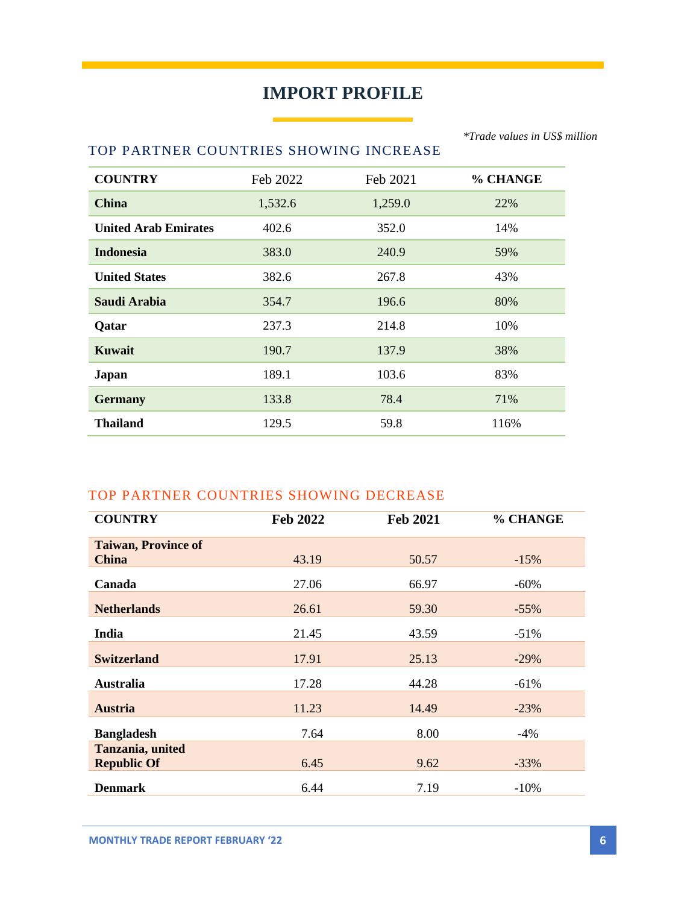# IMPORT PROFILE

*\*Trade values in US$ million*

## TOP PARTNER COUNTRIES SHOWING INCREASE

| COUNTRY | Feb 2022 | Feb 2021 | % CHANGE |
|---|---|---|---|
| **China** | 1,532.6 | 1,259.0 | 22% |
| **United Arab Emirates** | 402.6 | 352.0 | 14% |
| **Indonesia** | 383.0 | 240.9 | 59% |
| **United States** | 382.6 | 267.8 | 43% |
| **Saudi Arabia** | 354.7 | 196.6 | 80% |
| **Qatar** | 237.3 | 214.8 | 10% |
| **Kuwait** | 190.7 | 137.9 | 38% |
| **Japan** | 189.1 | 103.6 | 83% |
| **Germany** | 133.8 | 78.4 | 71% |
| **Thailand** | 129.5 | 59.8 | 116% |

## TOP PARTNER COUNTRIES SHOWING DECREASE

| COUNTRY | Feb 2022 | Feb 2021 | % CHANGE |
|---|---|---|---|
| **Taiwan, Province of China** | 43.19 | 50.57 | -15% |
| **Canada** | 27.06 | 66.97 | -60% |
| **Netherlands** | 26.61 | 59.30 | -55% |
| **India** | 21.45 | 43.59 | -51% |
| **Switzerland** | 17.91 | 25.13 | -29% |
| **Australia** | 17.28 | 44.28 | -61% |
| **Austria** | 11.23 | 14.49 | -23% |
| **Bangladesh** | 7.64 | 8.00 | -4% |
| **Tanzania, united Republic Of** | 6.45 | 9.62 | -33% |
| **Denmark** | 6.44 | 7.19 | -10% |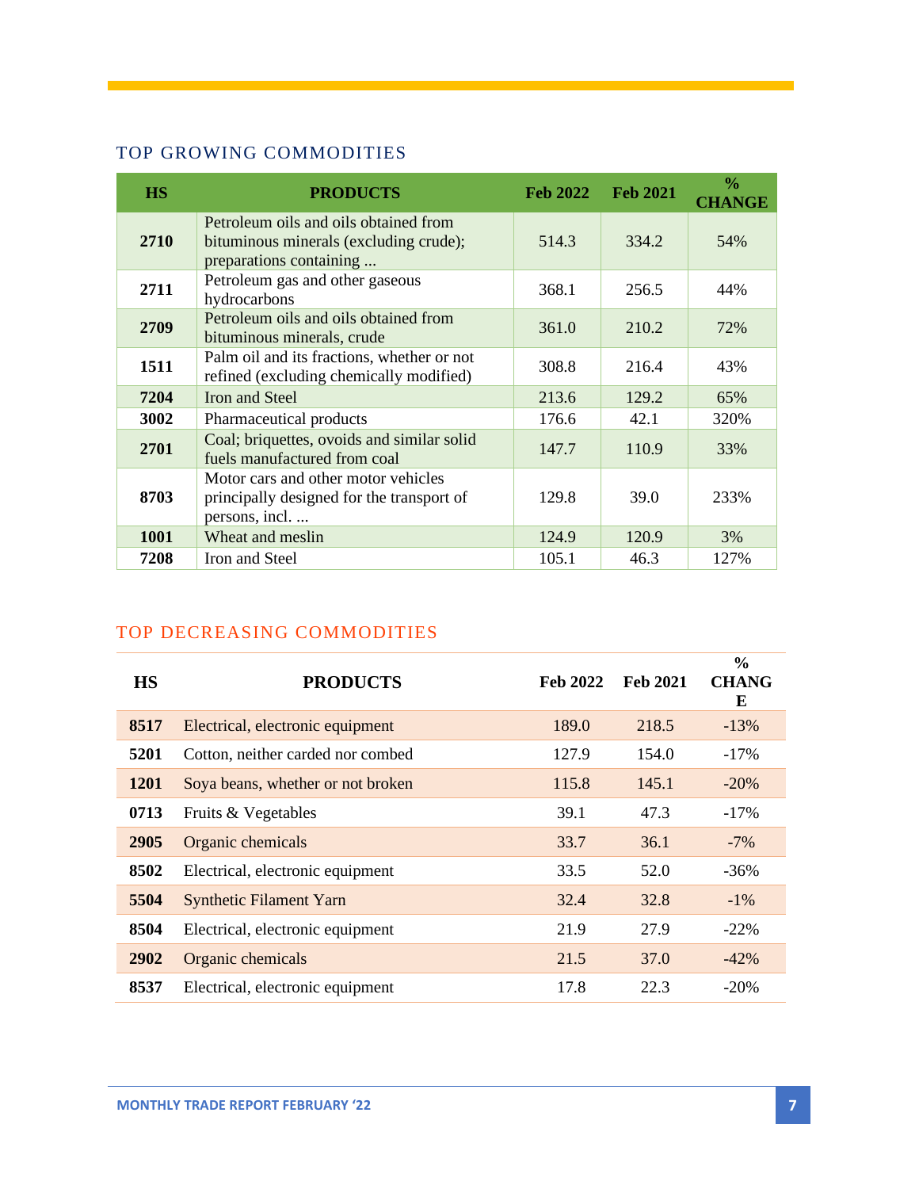## TOP GROWING COMMODITIES

| HS | PRODUCTS | Feb 2022 | Feb 2021 | % CHANGE |
|---|---|---|---|---|
| 2710 | Petroleum oils and oils obtained from bituminous minerals (excluding crude); preparations containing ... | 514.3 | 334.2 | 54% |
| 2711 | Petroleum gas and other gaseous hydrocarbons | 368.1 | 256.5 | 44% |
| 2709 | Petroleum oils and oils obtained from bituminous minerals, crude | 361.0 | 210.2 | 72% |
| 1511 | Palm oil and its fractions, whether or not refined (excluding chemically modified) | 308.8 | 216.4 | 43% |
| 7204 | Iron and Steel | 213.6 | 129.2 | 65% |
| 3002 | Pharmaceutical products | 176.6 | 42.1 | 320% |
| 2701 | Coal; briquettes, ovoids and similar solid fuels manufactured from coal | 147.7 | 110.9 | 33% |
| 8703 | Motor cars and other motor vehicles principally designed for the transport of persons, incl. ... | 129.8 | 39.0 | 233% |
| 1001 | Wheat and meslin | 124.9 | 120.9 | 3% |
| 7208 | Iron and Steel | 105.1 | 46.3 | 127% |

## TOP DECREASING COMMODITIES

| HS | PRODUCTS | Feb 2022 | Feb 2021 | % CHANGE |
|---|---|---|---|---|
| 8517 | Electrical, electronic equipment | 189.0 | 218.5 | -13% |
| 5201 | Cotton, neither carded nor combed | 127.9 | 154.0 | -17% |
| 1201 | Soya beans, whether or not broken | 115.8 | 145.1 | -20% |
| 0713 | Fruits & Vegetables | 39.1 | 47.3 | -17% |
| 2905 | Organic chemicals | 33.7 | 36.1 | -7% |
| 8502 | Electrical, electronic equipment | 33.5 | 52.0 | -36% |
| 5504 | Synthetic Filament Yarn | 32.4 | 32.8 | -1% |
| 8504 | Electrical, electronic equipment | 21.9 | 27.9 | -22% |
| 2902 | Organic chemicals | 21.5 | 37.0 | -42% |
| 8537 | Electrical, electronic equipment | 17.8 | 22.3 | -20% |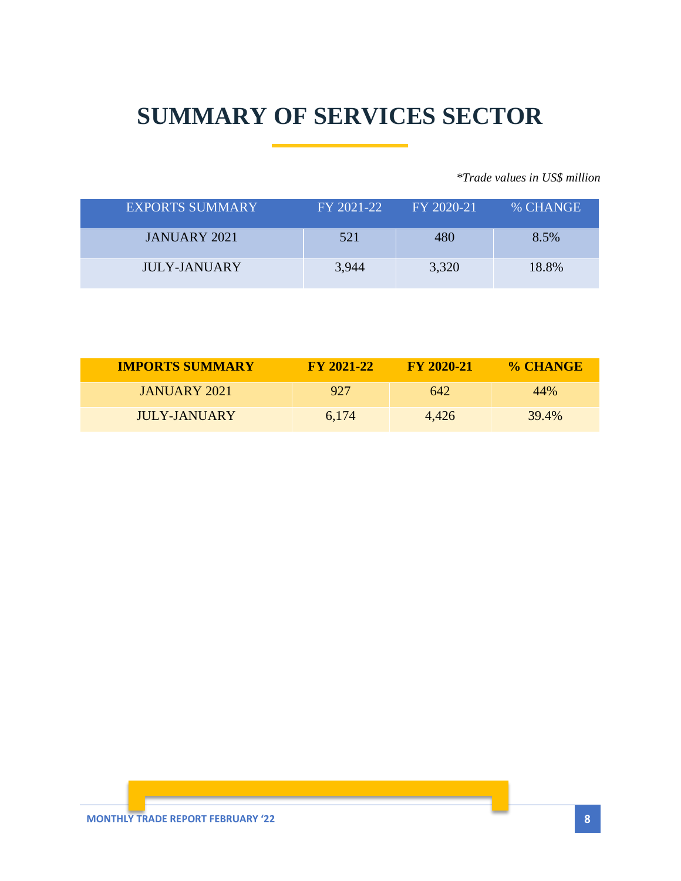# SUMMARY OF SERVICES SECTOR

*\*Trade values in US$ million*

| EXPORTS SUMMARY | FY 2021-22 | FY 2020-21 | % CHANGE |
|---|---|---|---|
| JANUARY 2021 | 521 | 480 | 8.5% |
| JULY-JANUARY | 3,944 | 3,320 | 18.8% |

| **IMPORTS SUMMARY** | **FY 2021-22** | **FY 2020-21** | **% CHANGE** |
|---|---|---|---|
| JANUARY 2021 | 927 | 642 | 44% |
| JULY-JANUARY | 6,174 | 4,426 | 39.4% |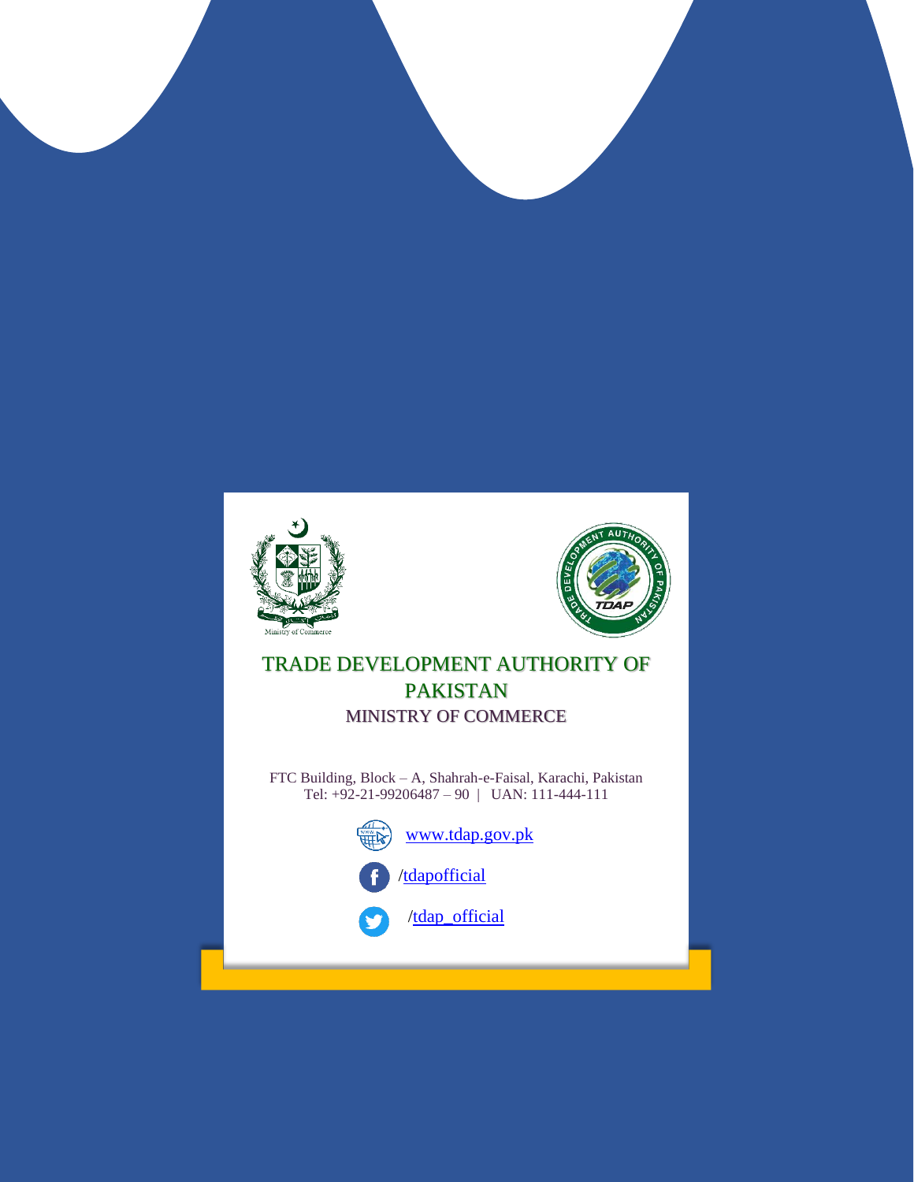Ministry of Commerce

# TRADE DEVELOPMENT AUTHORITY OF PAKISTAN

## MINISTRY OF COMMERCE

FTC Building, Block – A, Shahrah-e-Faisal, Karachi, Pakistan
Tel: +92-21-99206487 – 90 | UAN: 111-444-111

www.tdap.gov.pk

/tdapofficial

/tdap_official